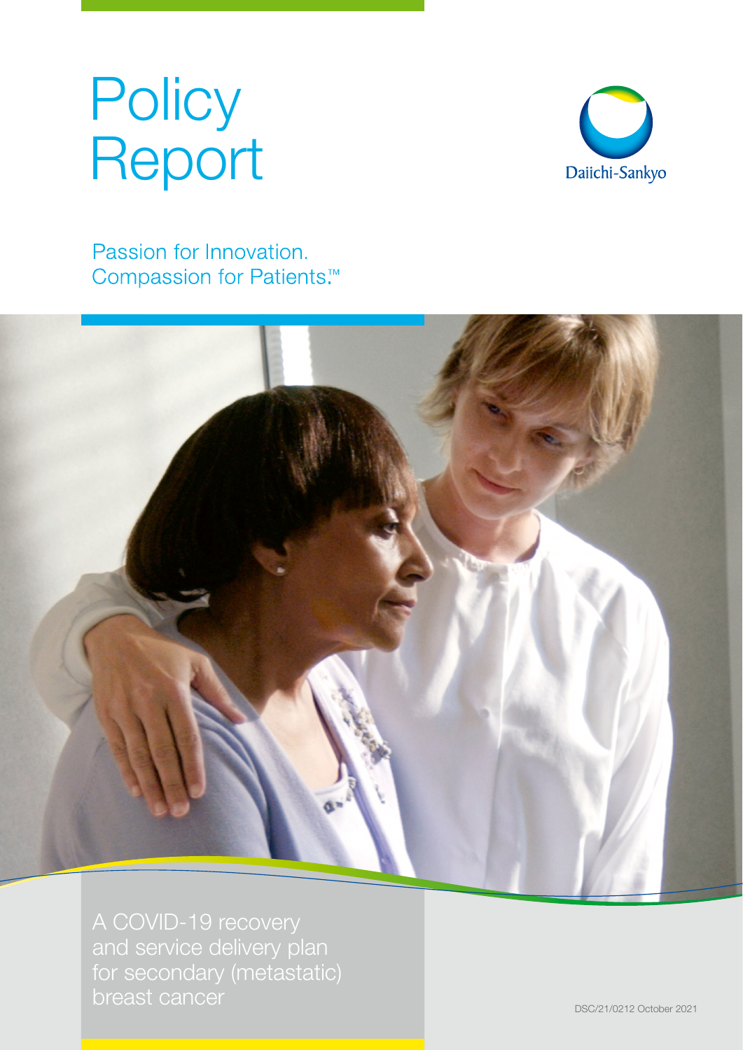# Policy Report

Daiichi-Sankyo

Passion for Innovation.
Compassion for Patients.™

## A COVID-19 recovery and service delivery plan for secondary (metastatic) breast cancer

DSC/21/0212 October 2021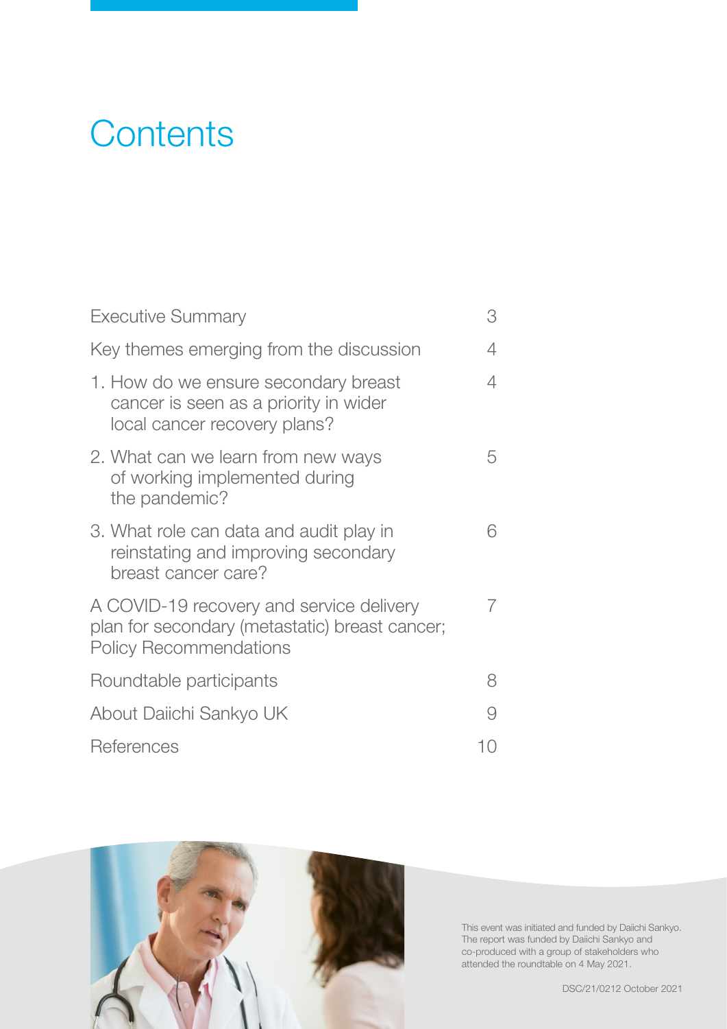# Contents

| | |
|---|---|
| Executive Summary | 3 |
| Key themes emerging from the discussion | 4 |
| 1. How do we ensure secondary breast cancer is seen as a priority in wider local cancer recovery plans? | 4 |
| 2. What can we learn from new ways of working implemented during the pandemic? | 5 |
| 3. What role can data and audit play in reinstating and improving secondary breast cancer care? | 6 |
| A COVID-19 recovery and service delivery plan for secondary (metastatic) breast cancer; Policy Recommendations | 7 |
| Roundtable participants | 8 |
| About Daiichi Sankyo UK | 9 |
| References | 10 |

This event was initiated and funded by Daiichi Sankyo. The report was funded by Daiichi Sankyo and co-produced with a group of stakeholders who attended the roundtable on 4 May 2021.

DSC/21/0212 October 2021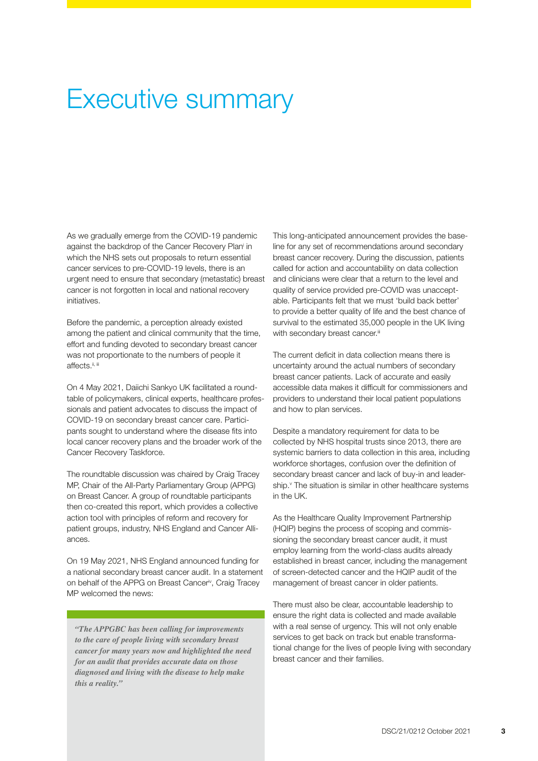# Executive summary

As we gradually emerge from the COVID-19 pandemic against the backdrop of the Cancer Recovery Plan[i] in which the NHS sets out proposals to return essential cancer services to pre-COVID-19 levels, there is an urgent need to ensure that secondary (metastatic) breast cancer is not forgotten in local and national recovery initiatives.

Before the pandemic, a perception already existed among the patient and clinical community that the time, effort and funding devoted to secondary breast cancer was not proportionate to the numbers of people it affects.[ii, iii]

On 4 May 2021, Daiichi Sankyo UK facilitated a roundtable of policymakers, clinical experts, healthcare professionals and patient advocates to discuss the impact of COVID-19 on secondary breast cancer care. Participants sought to understand where the disease fits into local cancer recovery plans and the broader work of the Cancer Recovery Taskforce.

The roundtable discussion was chaired by Craig Tracey MP, Chair of the All-Party Parliamentary Group (APPG) on Breast Cancer. A group of roundtable participants then co-created this report, which provides a collective action tool with principles of reform and recovery for patient groups, industry, NHS England and Cancer Alliances.

On 19 May 2021, NHS England announced funding for a national secondary breast cancer audit. In a statement on behalf of the APPG on Breast Cancer[iv], Craig Tracey MP welcomed the news:

> ***"The APPGBC has been calling for improvements to the care of people living with secondary breast cancer for many years now and highlighted the need for an audit that provides accurate data on those diagnosed and living with the disease to help make this a reality."***

This long-anticipated announcement provides the baseline for any set of recommendations around secondary breast cancer recovery. During the discussion, patients called for action and accountability on data collection and clinicians were clear that a return to the level and quality of service provided pre-COVID was unacceptable. Participants felt that we must 'build back better' to provide a better quality of life and the best chance of survival to the estimated 35,000 people in the UK living with secondary breast cancer.[iii]

The current deficit in data collection means there is uncertainty around the actual numbers of secondary breast cancer patients. Lack of accurate and easily accessible data makes it difficult for commissioners and providers to understand their local patient populations and how to plan services.

Despite a mandatory requirement for data to be collected by NHS hospital trusts since 2013, there are systemic barriers to data collection in this area, including workforce shortages, confusion over the definition of secondary breast cancer and lack of buy-in and leadership.[v] The situation is similar in other healthcare systems in the UK.

As the Healthcare Quality Improvement Partnership (HQIP) begins the process of scoping and commissioning the secondary breast cancer audit, it must employ learning from the world-class audits already established in breast cancer, including the management of screen-detected cancer and the HQIP audit of the management of breast cancer in older patients.

There must also be clear, accountable leadership to ensure the right data is collected and made available with a real sense of urgency. This will not only enable services to get back on track but enable transformational change for the lives of people living with secondary breast cancer and their families.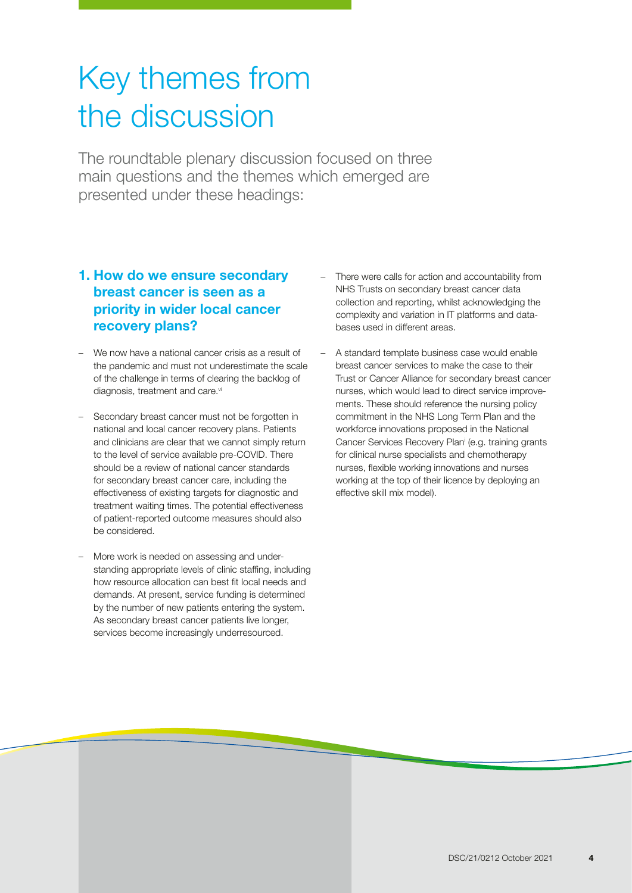# Key themes from the discussion

The roundtable plenary discussion focused on three main questions and the themes which emerged are presented under these headings:

### 1. How do we ensure secondary breast cancer is seen as a priority in wider local cancer recovery plans?

- We now have a national cancer crisis as a result of the pandemic and must not underestimate the scale of the challenge in terms of clearing the backlog of diagnosis, treatment and care.[vi]

- Secondary breast cancer must not be forgotten in national and local cancer recovery plans. Patients and clinicians are clear that we cannot simply return to the level of service available pre-COVID. There should be a review of national cancer standards for secondary breast cancer care, including the effectiveness of existing targets for diagnostic and treatment waiting times. The potential effectiveness of patient-reported outcome measures should also be considered.

- More work is needed on assessing and understanding appropriate levels of clinic staffing, including how resource allocation can best fit local needs and demands. At present, service funding is determined by the number of new patients entering the system. As secondary breast cancer patients live longer, services become increasingly underresourced.

- There were calls for action and accountability from NHS Trusts on secondary breast cancer data collection and reporting, whilst acknowledging the complexity and variation in IT platforms and databases used in different areas.

- A standard template business case would enable breast cancer services to make the case to their Trust or Cancer Alliance for secondary breast cancer nurses, which would lead to direct service improvements. These should reference the nursing policy commitment in the NHS Long Term Plan and the workforce innovations proposed in the National Cancer Services Recovery Plan[i] (e.g. training grants for clinical nurse specialists and chemotherapy nurses, flexible working innovations and nurses working at the top of their licence by deploying an effective skill mix model).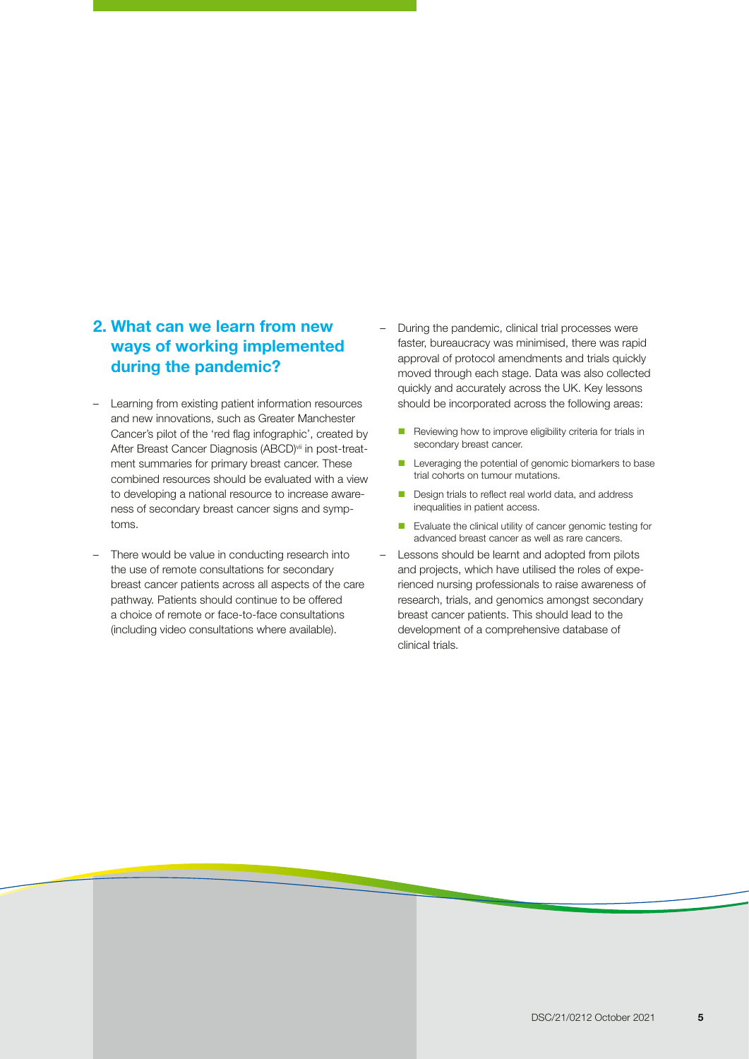## 2. What can we learn from new ways of working implemented during the pandemic?

- Learning from existing patient information resources and new innovations, such as Greater Manchester Cancer's pilot of the 'red flag infographic', created by After Breast Cancer Diagnosis (ABCD)[vii] in post-treatment summaries for primary breast cancer. These combined resources should be evaluated with a view to developing a national resource to increase awareness of secondary breast cancer signs and symptoms.

- There would be value in conducting research into the use of remote consultations for secondary breast cancer patients across all aspects of the care pathway. Patients should continue to be offered a choice of remote or face-to-face consultations (including video consultations where available).

- During the pandemic, clinical trial processes were faster, bureaucracy was minimised, there was rapid approval of protocol amendments and trials quickly moved through each stage. Data was also collected quickly and accurately across the UK. Key lessons should be incorporated across the following areas:
  - Reviewing how to improve eligibility criteria for trials in secondary breast cancer.
  - Leveraging the potential of genomic biomarkers to base trial cohorts on tumour mutations.
  - Design trials to reflect real world data, and address inequalities in patient access.
  - Evaluate the clinical utility of cancer genomic testing for advanced breast cancer as well as rare cancers.

- Lessons should be learnt and adopted from pilots and projects, which have utilised the roles of experienced nursing professionals to raise awareness of research, trials, and genomics amongst secondary breast cancer patients. This should lead to the development of a comprehensive database of clinical trials.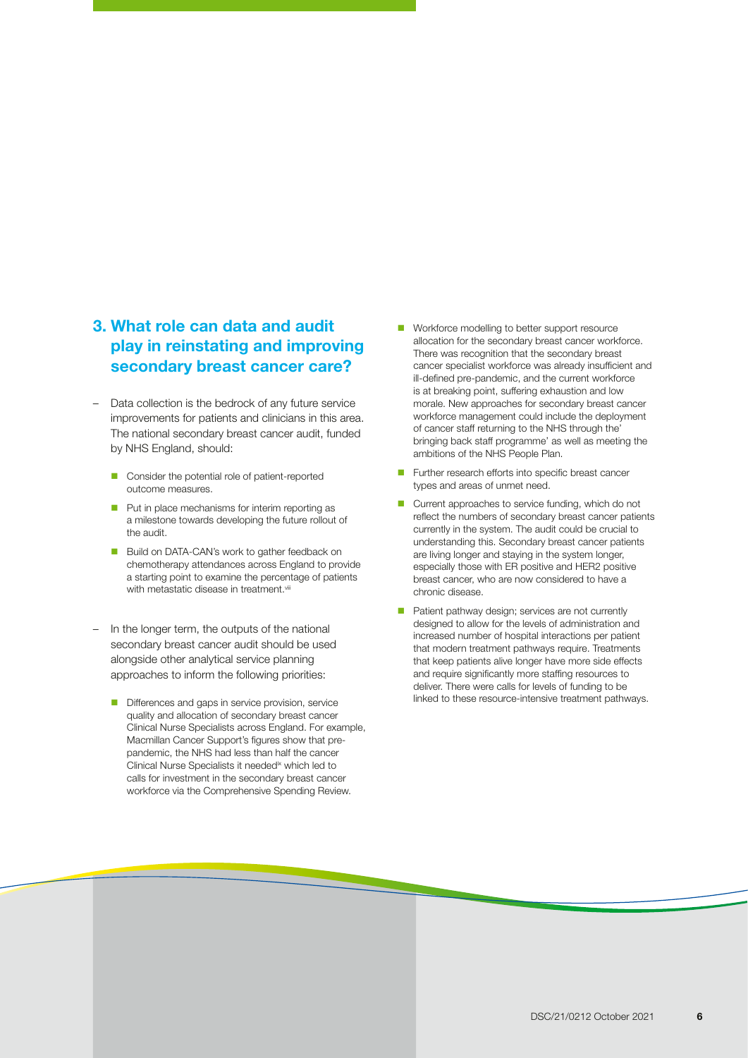## 3. What role can data and audit play in reinstating and improving secondary breast cancer care?

- Data collection is the bedrock of any future service improvements for patients and clinicians in this area. The national secondary breast cancer audit, funded by NHS England, should:
  - Consider the potential role of patient-reported outcome measures.
  - Put in place mechanisms for interim reporting as a milestone towards developing the future rollout of the audit.
  - Build on DATA-CAN's work to gather feedback on chemotherapy attendances across England to provide a starting point to examine the percentage of patients with metastatic disease in treatment.[viii]
- In the longer term, the outputs of the national secondary breast cancer audit should be used alongside other analytical service planning approaches to inform the following priorities:
  - Differences and gaps in service provision, service quality and allocation of secondary breast cancer Clinical Nurse Specialists across England. For example, Macmillan Cancer Support's figures show that pre-pandemic, the NHS had less than half the cancer Clinical Nurse Specialists it needed[ix] which led to calls for investment in the secondary breast cancer workforce via the Comprehensive Spending Review.
  - Workforce modelling to better support resource allocation for the secondary breast cancer workforce. There was recognition that the secondary breast cancer specialist workforce was already insufficient and ill-defined pre-pandemic, and the current workforce is at breaking point, suffering exhaustion and low morale. New approaches for secondary breast cancer workforce management could include the deployment of cancer staff returning to the NHS through the' bringing back staff programme' as well as meeting the ambitions of the NHS People Plan.
  - Further research efforts into specific breast cancer types and areas of unmet need.
  - Current approaches to service funding, which do not reflect the numbers of secondary breast cancer patients currently in the system. The audit could be crucial to understanding this. Secondary breast cancer patients are living longer and staying in the system longer, especially those with ER positive and HER2 positive breast cancer, who are now considered to have a chronic disease.
  - Patient pathway design; services are not currently designed to allow for the levels of administration and increased number of hospital interactions per patient that modern treatment pathways require. Treatments that keep patients alive longer have more side effects and require significantly more staffing resources to deliver. There were calls for levels of funding to be linked to these resource-intensive treatment pathways.

DSC/21/0212 October 2021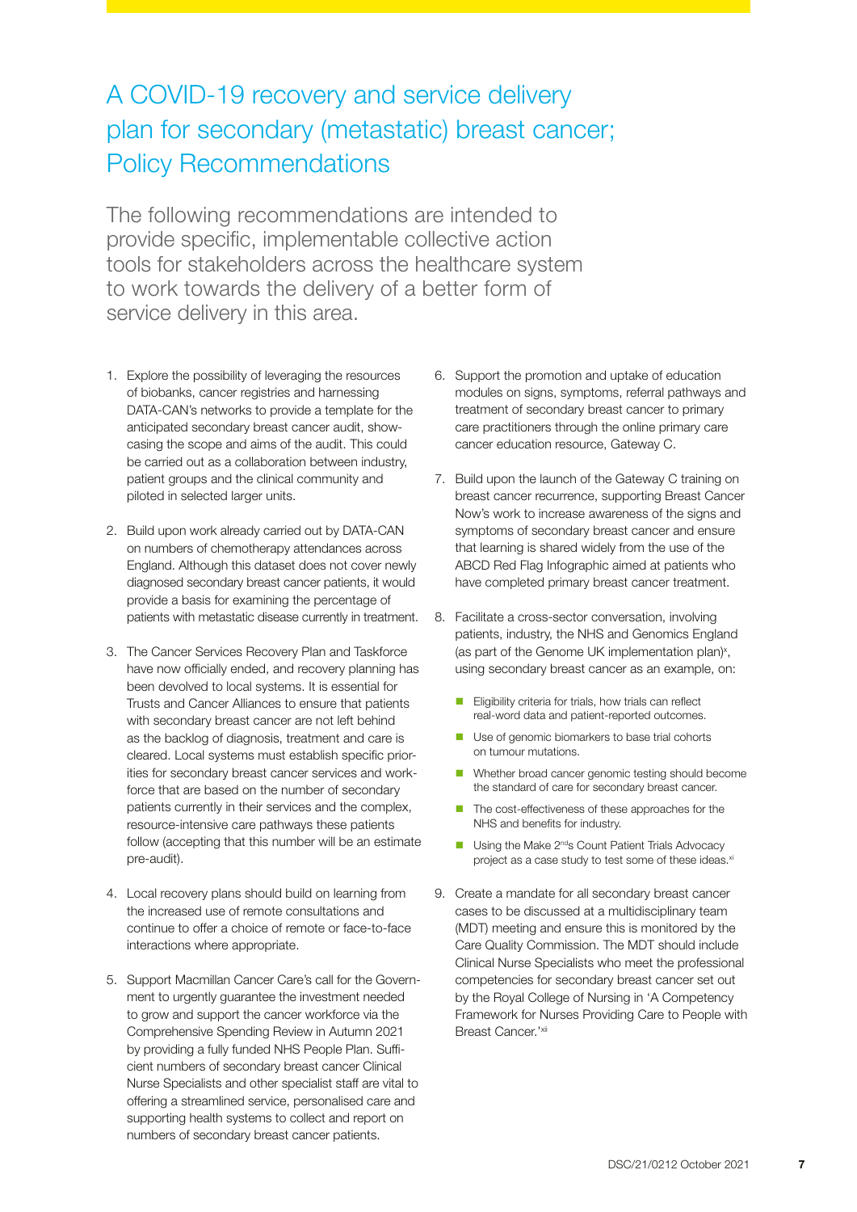# A COVID-19 recovery and service delivery plan for secondary (metastatic) breast cancer; Policy Recommendations

The following recommendations are intended to provide specific, implementable collective action tools for stakeholders across the healthcare system to work towards the delivery of a better form of service delivery in this area.

1. Explore the possibility of leveraging the resources of biobanks, cancer registries and harnessing DATA-CAN's networks to provide a template for the anticipated secondary breast cancer audit, showcasing the scope and aims of the audit. This could be carried out as a collaboration between industry, patient groups and the clinical community and piloted in selected larger units.

2. Build upon work already carried out by DATA-CAN on numbers of chemotherapy attendances across England. Although this dataset does not cover newly diagnosed secondary breast cancer patients, it would provide a basis for examining the percentage of patients with metastatic disease currently in treatment.

3. The Cancer Services Recovery Plan and Taskforce have now officially ended, and recovery planning has been devolved to local systems. It is essential for Trusts and Cancer Alliances to ensure that patients with secondary breast cancer are not left behind as the backlog of diagnosis, treatment and care is cleared. Local systems must establish specific priorities for secondary breast cancer services and workforce that are based on the number of secondary patients currently in their services and the complex, resource-intensive care pathways these patients follow (accepting that this number will be an estimate pre-audit).

4. Local recovery plans should build on learning from the increased use of remote consultations and continue to offer a choice of remote or face-to-face interactions where appropriate.

5. Support Macmillan Cancer Care's call for the Government to urgently guarantee the investment needed to grow and support the cancer workforce via the Comprehensive Spending Review in Autumn 2021 by providing a fully funded NHS People Plan. Sufficient numbers of secondary breast cancer Clinical Nurse Specialists and other specialist staff are vital to offering a streamlined service, personalised care and supporting health systems to collect and report on numbers of secondary breast cancer patients.

6. Support the promotion and uptake of education modules on signs, symptoms, referral pathways and treatment of secondary breast cancer to primary care practitioners through the online primary care cancer education resource, Gateway C.

7. Build upon the launch of the Gateway C training on breast cancer recurrence, supporting Breast Cancer Now's work to increase awareness of the signs and symptoms of secondary breast cancer and ensure that learning is shared widely from the use of the ABCD Red Flag Infographic aimed at patients who have completed primary breast cancer treatment.

8. Facilitate a cross-sector conversation, involving patients, industry, the NHS and Genomics England (as part of the Genome UK implementation plan)[x], using secondary breast cancer as an example, on:
   - Eligibility criteria for trials, how trials can reflect real-word data and patient-reported outcomes.
   - Use of genomic biomarkers to base trial cohorts on tumour mutations.
   - Whether broad cancer genomic testing should become the standard of care for secondary breast cancer.
   - The cost-effectiveness of these approaches for the NHS and benefits for industry.
   - Using the Make 2nd's Count Patient Trials Advocacy project as a case study to test some of these ideas.[xi]

9. Create a mandate for all secondary breast cancer cases to be discussed at a multidisciplinary team (MDT) meeting and ensure this is monitored by the Care Quality Commission. The MDT should include Clinical Nurse Specialists who meet the professional competencies for secondary breast cancer set out by the Royal College of Nursing in 'A Competency Framework for Nurses Providing Care to People with Breast Cancer.'[xii]

DSC/21/0212 October 2021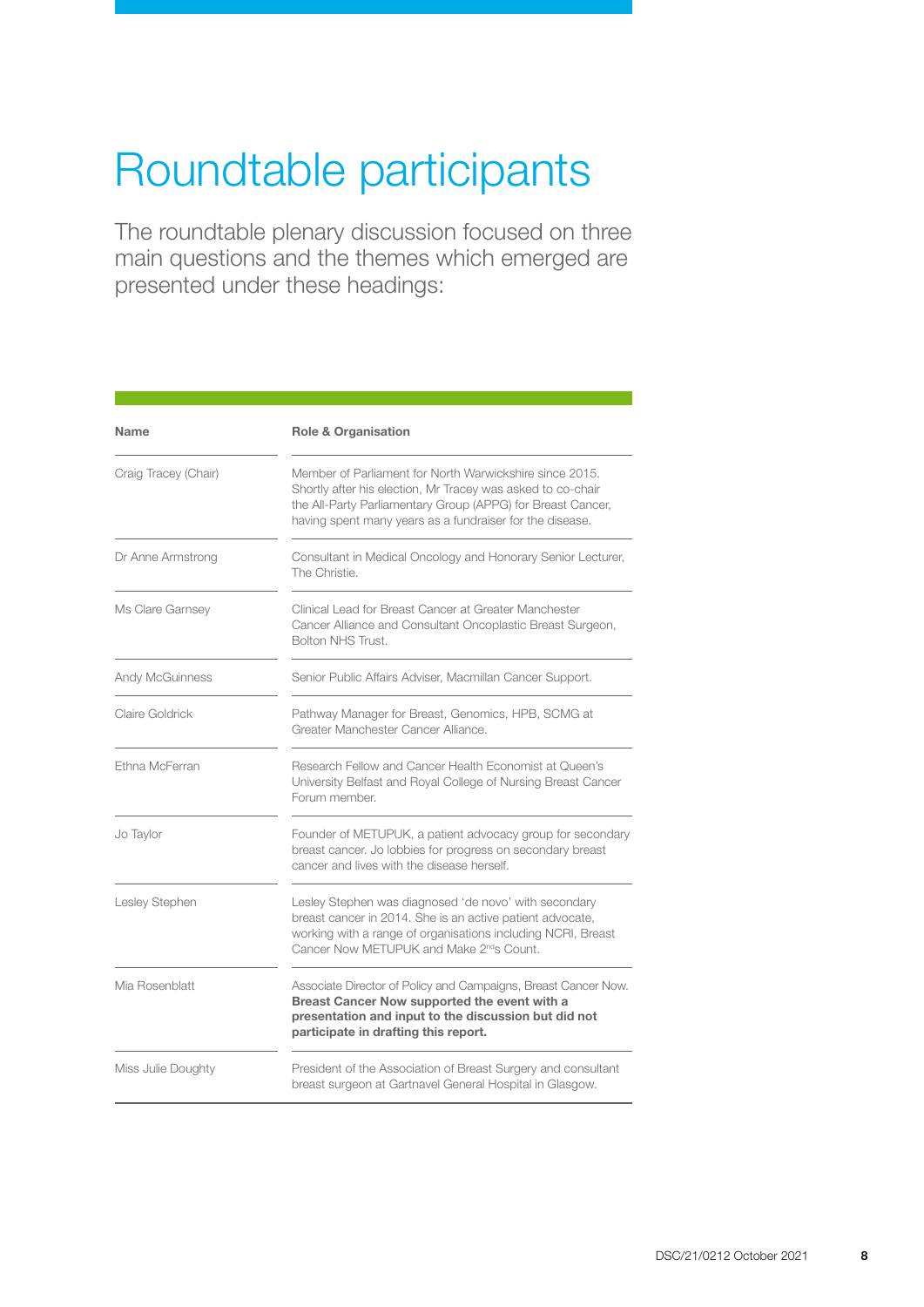# Roundtable participants

The roundtable plenary discussion focused on three main questions and the themes which emerged are presented under these headings:

| Name | Role & Organisation |
|---|---|
| Craig Tracey (Chair) | Member of Parliament for North Warwickshire since 2015. Shortly after his election, Mr Tracey was asked to co-chair the All-Party Parliamentary Group (APPG) for Breast Cancer, having spent many years as a fundraiser for the disease. |
| Dr Anne Armstrong | Consultant in Medical Oncology and Honorary Senior Lecturer, The Christie. |
| Ms Clare Garnsey | Clinical Lead for Breast Cancer at Greater Manchester Cancer Alliance and Consultant Oncoplastic Breast Surgeon, Bolton NHS Trust. |
| Andy McGuinness | Senior Public Affairs Adviser, Macmillan Cancer Support. |
| Claire Goldrick | Pathway Manager for Breast, Genomics, HPB, SCMG at Greater Manchester Cancer Alliance. |
| Ethna McFerran | Research Fellow and Cancer Health Economist at Queen's University Belfast and Royal College of Nursing Breast Cancer Forum member. |
| Jo Taylor | Founder of METUPUK, a patient advocacy group for secondary breast cancer. Jo lobbies for progress on secondary breast cancer and lives with the disease herself. |
| Lesley Stephen | Lesley Stephen was diagnosed 'de novo' with secondary breast cancer in 2014. She is an active patient advocate, working with a range of organisations including NCRI, Breast Cancer Now METUPUK and Make 2nds Count. |
| Mia Rosenblatt | Associate Director of Policy and Campaigns, Breast Cancer Now. **Breast Cancer Now supported the event with a presentation and input to the discussion but did not participate in drafting this report.** |
| Miss Julie Doughty | President of the Association of Breast Surgery and consultant breast surgeon at Gartnavel General Hospital in Glasgow. |

DSC/21/0212 October 2021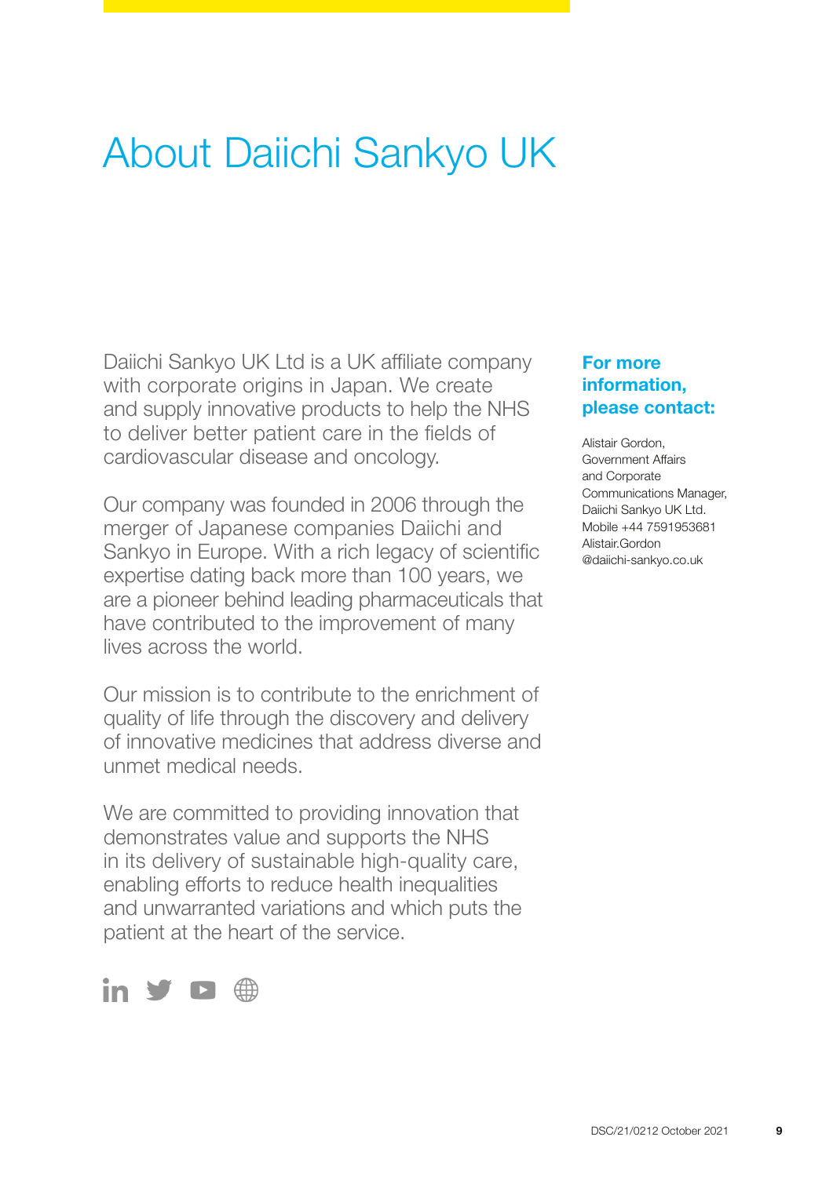# About Daiichi Sankyo UK

Daiichi Sankyo UK Ltd is a UK affiliate company with corporate origins in Japan. We create and supply innovative products to help the NHS to deliver better patient care in the fields of cardiovascular disease and oncology.

Our company was founded in 2006 through the merger of Japanese companies Daiichi and Sankyo in Europe. With a rich legacy of scientific expertise dating back more than 100 years, we are a pioneer behind leading pharmaceuticals that have contributed to the improvement of many lives across the world.

Our mission is to contribute to the enrichment of quality of life through the discovery and delivery of innovative medicines that address diverse and unmet medical needs.

We are committed to providing innovation that demonstrates value and supports the NHS in its delivery of sustainable high-quality care, enabling efforts to reduce health inequalities and unwarranted variations and which puts the patient at the heart of the service.

**For more information, please contact:**

Alistair Gordon,
Government Affairs and Corporate Communications Manager,
Daiichi Sankyo UK Ltd.
Mobile +44 7591953681
Alistair.Gordon@daiichi-sankyo.co.uk

DSC/21/0212 October 2021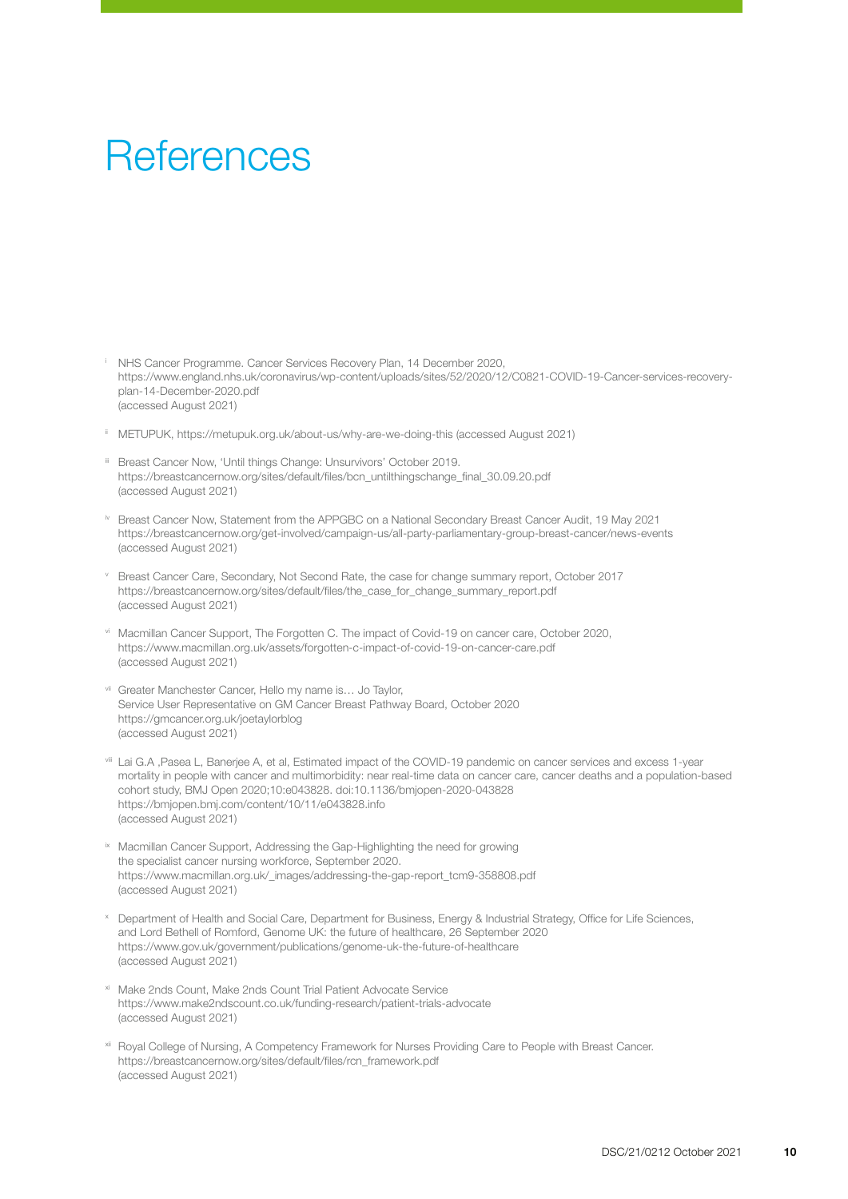# References

[i] NHS Cancer Programme. Cancer Services Recovery Plan, 14 December 2020, https://www.england.nhs.uk/coronavirus/wp-content/uploads/sites/52/2020/12/C0821-COVID-19-Cancer-services-recovery-plan-14-December-2020.pdf (accessed August 2021)

[ii] METUPUK, https://metupuk.org.uk/about-us/why-are-we-doing-this (accessed August 2021)

[iii] Breast Cancer Now, 'Until things Change: Unsurvivors' October 2019. https://breastcancernow.org/sites/default/files/bcn_untilthingschange_final_30.09.20.pdf (accessed August 2021)

[iv] Breast Cancer Now, Statement from the APPGBC on a National Secondary Breast Cancer Audit, 19 May 2021 https://breastcancernow.org/get-involved/campaign-us/all-party-parliamentary-group-breast-cancer/news-events (accessed August 2021)

[v] Breast Cancer Care, Secondary, Not Second Rate, the case for change summary report, October 2017 https://breastcancernow.org/sites/default/files/the_case_for_change_summary_report.pdf (accessed August 2021)

[vi] Macmillan Cancer Support, The Forgotten C. The impact of Covid-19 on cancer care, October 2020, https://www.macmillan.org.uk/assets/forgotten-c-impact-of-covid-19-on-cancer-care.pdf (accessed August 2021)

[vii] Greater Manchester Cancer, Hello my name is… Jo Taylor, Service User Representative on GM Cancer Breast Pathway Board, October 2020 https://gmcancer.org.uk/joetaylorblog (accessed August 2021)

[viii] Lai G.A ,Pasea L, Banerjee A, et al, Estimated impact of the COVID-19 pandemic on cancer services and excess 1-year mortality in people with cancer and multimorbidity: near real-time data on cancer care, cancer deaths and a population-based cohort study, BMJ Open 2020;10:e043828. doi:10.1136/bmjopen-2020-043828 https://bmjopen.bmj.com/content/10/11/e043828.info (accessed August 2021)

[ix] Macmillan Cancer Support, Addressing the Gap-Highlighting the need for growing the specialist cancer nursing workforce, September 2020. https://www.macmillan.org.uk/_images/addressing-the-gap-report_tcm9-358808.pdf (accessed August 2021)

[x] Department of Health and Social Care, Department for Business, Energy & Industrial Strategy, Office for Life Sciences, and Lord Bethell of Romford, Genome UK: the future of healthcare, 26 September 2020 https://www.gov.uk/government/publications/genome-uk-the-future-of-healthcare (accessed August 2021)

[xi] Make 2nds Count, Make 2nds Count Trial Patient Advocate Service https://www.make2ndscount.co.uk/funding-research/patient-trials-advocate (accessed August 2021)

[xii] Royal College of Nursing, A Competency Framework for Nurses Providing Care to People with Breast Cancer. https://breastcancernow.org/sites/default/files/rcn_framework.pdf (accessed August 2021)

DSC/21/0212 October 2021